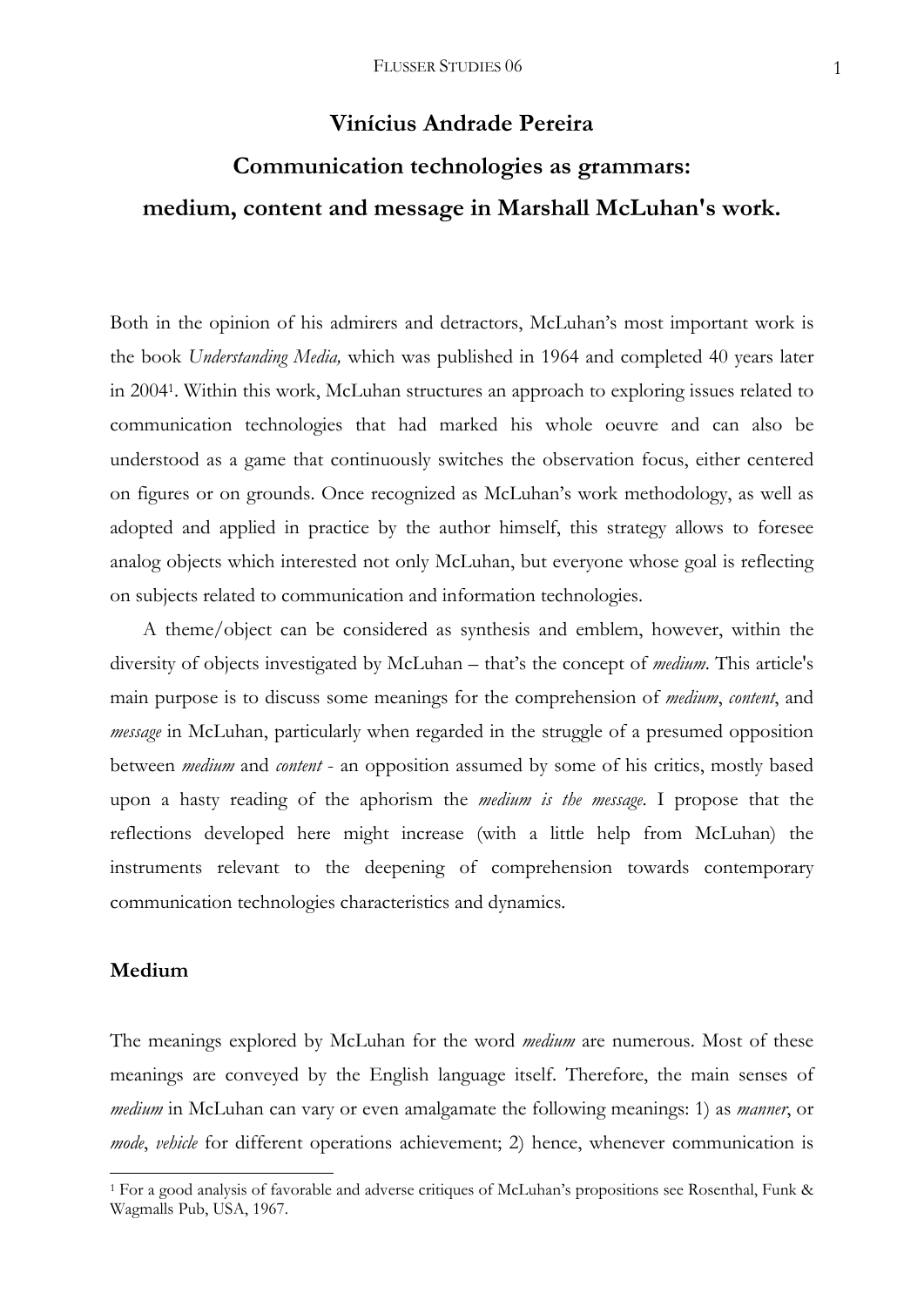# Vinícius Andrade Pereira

## Communication technologies as grammars: medium, content and message in Marshall McLuhan's work.

Both in the opinion of his admirers and detractors, McLuhan's most important work is the book *Understanding Media,* which was published in 1964 and completed 40 years later in 2004[1]. Within this work, McLuhan structures an approach to exploring issues related to communication technologies that had marked his whole oeuvre and can also be understood as a game that continuously switches the observation focus, either centered on figures or on grounds. Once recognized as McLuhan's work methodology, as well as adopted and applied in practice by the author himself, this strategy allows to foresee analog objects which interested not only McLuhan, but everyone whose goal is reflecting on subjects related to communication and information technologies.

A theme/object can be considered as synthesis and emblem, however, within the diversity of objects investigated by McLuhan – that's the concept of *medium*. This article's main purpose is to discuss some meanings for the comprehension of *medium*, *content*, and *message* in McLuhan, particularly when regarded in the struggle of a presumed opposition between *medium* and *content* - an opposition assumed by some of his critics, mostly based upon a hasty reading of the aphorism the *medium is the message*. I propose that the reflections developed here might increase (with a little help from McLuhan) the instruments relevant to the deepening of comprehension towards contemporary communication technologies characteristics and dynamics.

### Medium

The meanings explored by McLuhan for the word *medium* are numerous. Most of these meanings are conveyed by the English language itself. Therefore, the main senses of *medium* in McLuhan can vary or even amalgamate the following meanings: 1) as *manner*, or *mode*, *vehicle* for different operations achievement; 2) hence, whenever communication is

[1] For a good analysis of favorable and adverse critiques of McLuhan's propositions see Rosenthal, Funk & Wagmalls Pub, USA, 1967.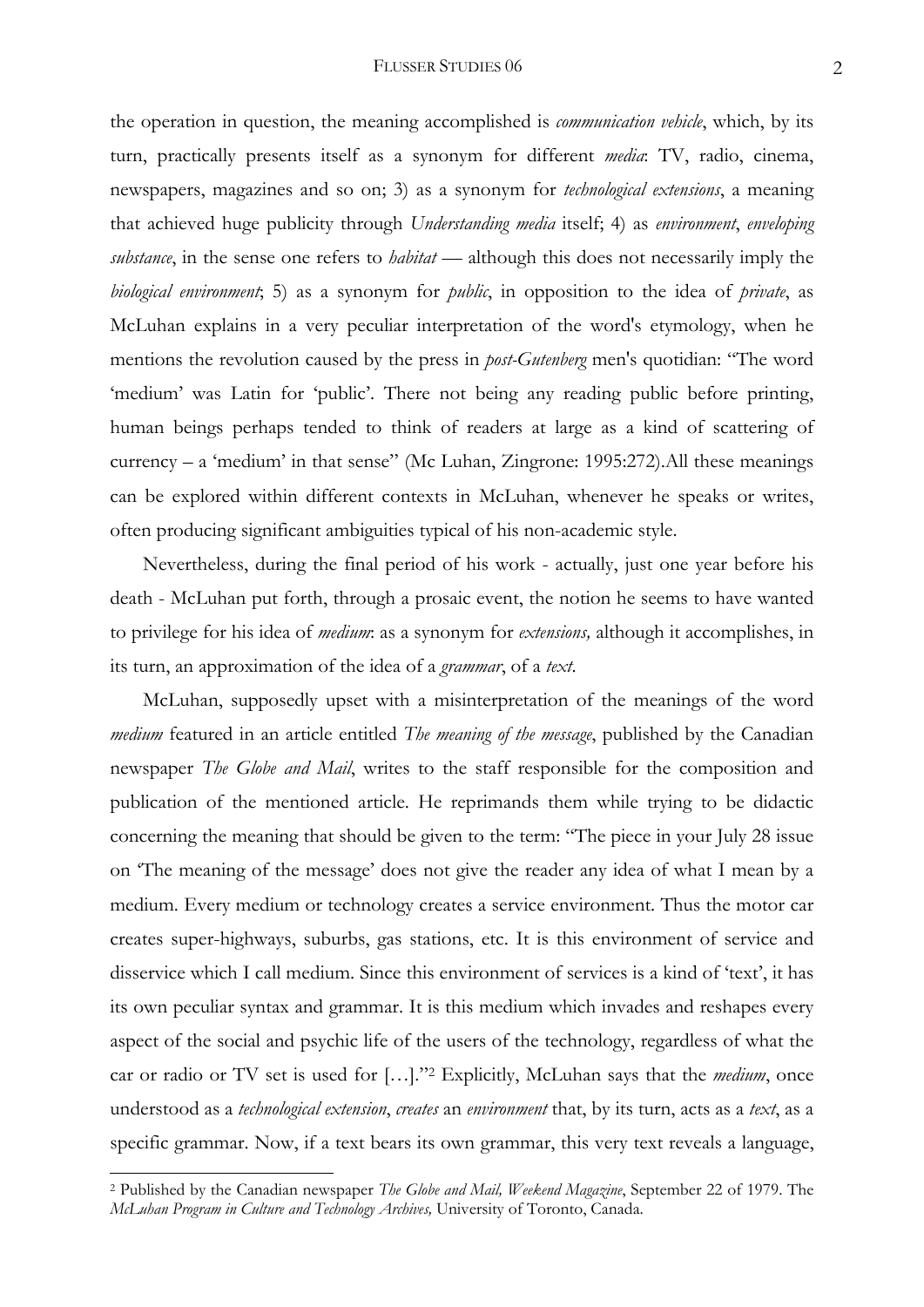the operation in question, the meaning accomplished is *communication vehicle*, which, by its turn, practically presents itself as a synonym for different *media*: TV, radio, cinema, newspapers, magazines and so on; 3) as a synonym for *technological extensions*, a meaning that achieved huge publicity through *Understanding media* itself; 4) as *environment*, *enveloping substance*, in the sense one refers to *habitat* — although this does not necessarily imply the *biological environment*; 5) as a synonym for *public*, in opposition to the idea of *private*, as McLuhan explains in a very peculiar interpretation of the word's etymology, when he mentions the revolution caused by the press in *post-Gutenberg* men's quotidian: "The word 'medium' was Latin for 'public'. There not being any reading public before printing, human beings perhaps tended to think of readers at large as a kind of scattering of currency – a 'medium' in that sense" (Mc Luhan, Zingrone: 1995:272).All these meanings can be explored within different contexts in McLuhan, whenever he speaks or writes, often producing significant ambiguities typical of his non-academic style.

Nevertheless, during the final period of his work - actually, just one year before his death - McLuhan put forth, through a prosaic event, the notion he seems to have wanted to privilege for his idea of *medium*: as a synonym for *extensions,* although it accomplishes, in its turn, an approximation of the idea of a *grammar*, of a *text*.

McLuhan, supposedly upset with a misinterpretation of the meanings of the word *medium* featured in an article entitled *The meaning of the message*, published by the Canadian newspaper *The Globe and Mail*, writes to the staff responsible for the composition and publication of the mentioned article. He reprimands them while trying to be didactic concerning the meaning that should be given to the term: "The piece in your July 28 issue on 'The meaning of the message' does not give the reader any idea of what I mean by a medium. Every medium or technology creates a service environment. Thus the motor car creates super-highways, suburbs, gas stations, etc. It is this environment of service and disservice which I call medium. Since this environment of services is a kind of 'text', it has its own peculiar syntax and grammar. It is this medium which invades and reshapes every aspect of the social and psychic life of the users of the technology, regardless of what the car or radio or TV set is used for […]."[2] Explicitly, McLuhan says that the *medium*, once understood as a *technological extension*, *creates* an *environment* that, by its turn, acts as a *text*, as a specific grammar. Now, if a text bears its own grammar, this very text reveals a language,

[2] Published by the Canadian newspaper *The Globe and Mail, Weekend Magazine*, September 22 of 1979. The *McLuhan Program in Culture and Technology Archives,* University of Toronto, Canada.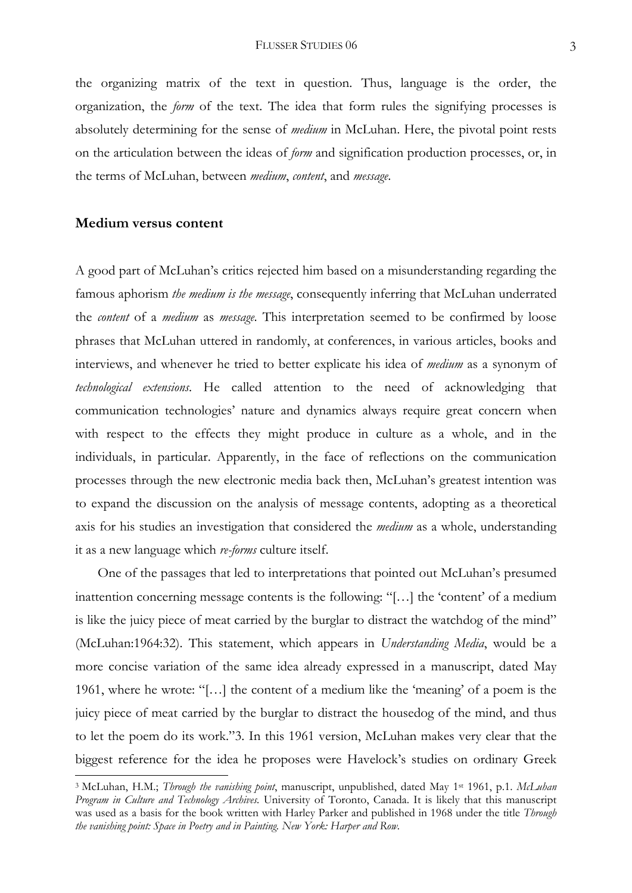the organizing matrix of the text in question. Thus, language is the order, the organization, the *form* of the text. The idea that form rules the signifying processes is absolutely determining for the sense of *medium* in McLuhan. Here, the pivotal point rests on the articulation between the ideas of *form* and signification production processes, or, in the terms of McLuhan, between *medium*, *content*, and *message*.

## Medium versus content

A good part of McLuhan's critics rejected him based on a misunderstanding regarding the famous aphorism *the medium is the message*, consequently inferring that McLuhan underrated the *content* of a *medium* as *message*. This interpretation seemed to be confirmed by loose phrases that McLuhan uttered in randomly, at conferences, in various articles, books and interviews, and whenever he tried to better explicate his idea of *medium* as a synonym of *technological extensions*. He called attention to the need of acknowledging that communication technologies' nature and dynamics always require great concern when with respect to the effects they might produce in culture as a whole, and in the individuals, in particular. Apparently, in the face of reflections on the communication processes through the new electronic media back then, McLuhan's greatest intention was to expand the discussion on the analysis of message contents, adopting as a theoretical axis for his studies an investigation that considered the *medium* as a whole, understanding it as a new language which *re-forms* culture itself.

One of the passages that led to interpretations that pointed out McLuhan's presumed inattention concerning message contents is the following: "[…] the 'content' of a medium is like the juicy piece of meat carried by the burglar to distract the watchdog of the mind" (McLuhan:1964:32). This statement, which appears in *Understanding Media*, would be a more concise variation of the same idea already expressed in a manuscript, dated May 1961, where he wrote: "[…] the content of a medium like the 'meaning' of a poem is the juicy piece of meat carried by the burglar to distract the housedog of the mind, and thus to let the poem do its work."3. In this 1961 version, McLuhan makes very clear that the biggest reference for the idea he proposes were Havelock's studies on ordinary Greek

---

3 McLuhan, H.M.; *Through the vanishing point*, manuscript, unpublished, dated May 1st 1961, p.1. *McLuhan Program in Culture and Technology Archives*. University of Toronto, Canada. It is likely that this manuscript was used as a basis for the book written with Harley Parker and published in 1968 under the title *Through the vanishing point: Space in Poetry and in Painting. New York: Harper and Row*.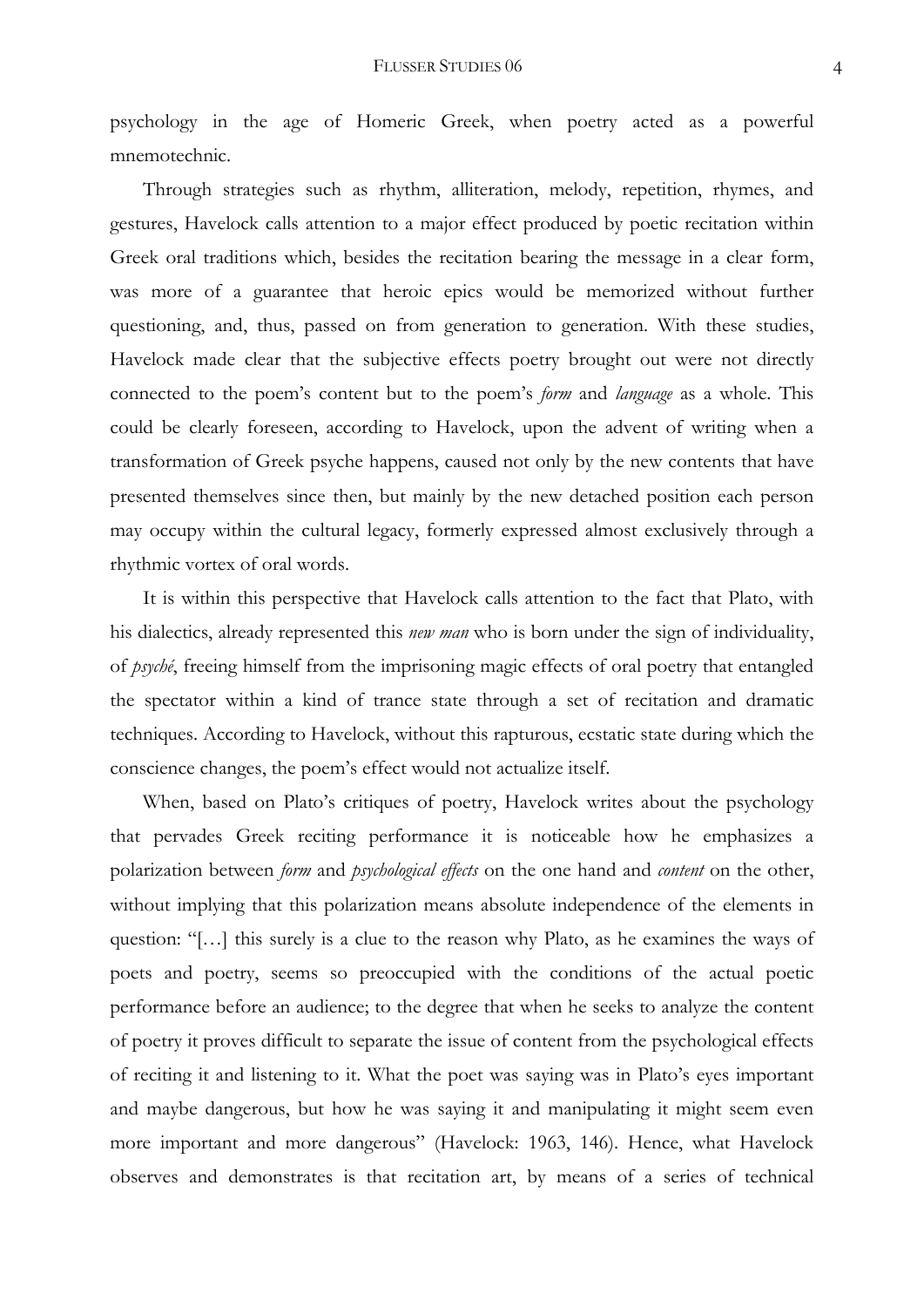psychology in the age of Homeric Greek, when poetry acted as a powerful mnemotechnic.

Through strategies such as rhythm, alliteration, melody, repetition, rhymes, and gestures, Havelock calls attention to a major effect produced by poetic recitation within Greek oral traditions which, besides the recitation bearing the message in a clear form, was more of a guarantee that heroic epics would be memorized without further questioning, and, thus, passed on from generation to generation. With these studies, Havelock made clear that the subjective effects poetry brought out were not directly connected to the poem's content but to the poem's *form* and *language* as a whole. This could be clearly foreseen, according to Havelock, upon the advent of writing when a transformation of Greek psyche happens, caused not only by the new contents that have presented themselves since then, but mainly by the new detached position each person may occupy within the cultural legacy, formerly expressed almost exclusively through a rhythmic vortex of oral words.

It is within this perspective that Havelock calls attention to the fact that Plato, with his dialectics, already represented this *new man* who is born under the sign of individuality, of *psyché*, freeing himself from the imprisoning magic effects of oral poetry that entangled the spectator within a kind of trance state through a set of recitation and dramatic techniques. According to Havelock, without this rapturous, ecstatic state during which the conscience changes, the poem's effect would not actualize itself.

When, based on Plato's critiques of poetry, Havelock writes about the psychology that pervades Greek reciting performance it is noticeable how he emphasizes a polarization between *form* and *psychological effects* on the one hand and *content* on the other, without implying that this polarization means absolute independence of the elements in question: "[…] this surely is a clue to the reason why Plato, as he examines the ways of poets and poetry, seems so preoccupied with the conditions of the actual poetic performance before an audience; to the degree that when he seeks to analyze the content of poetry it proves difficult to separate the issue of content from the psychological effects of reciting it and listening to it. What the poet was saying was in Plato's eyes important and maybe dangerous, but how he was saying it and manipulating it might seem even more important and more dangerous" (Havelock: 1963, 146). Hence, what Havelock observes and demonstrates is that recitation art, by means of a series of technical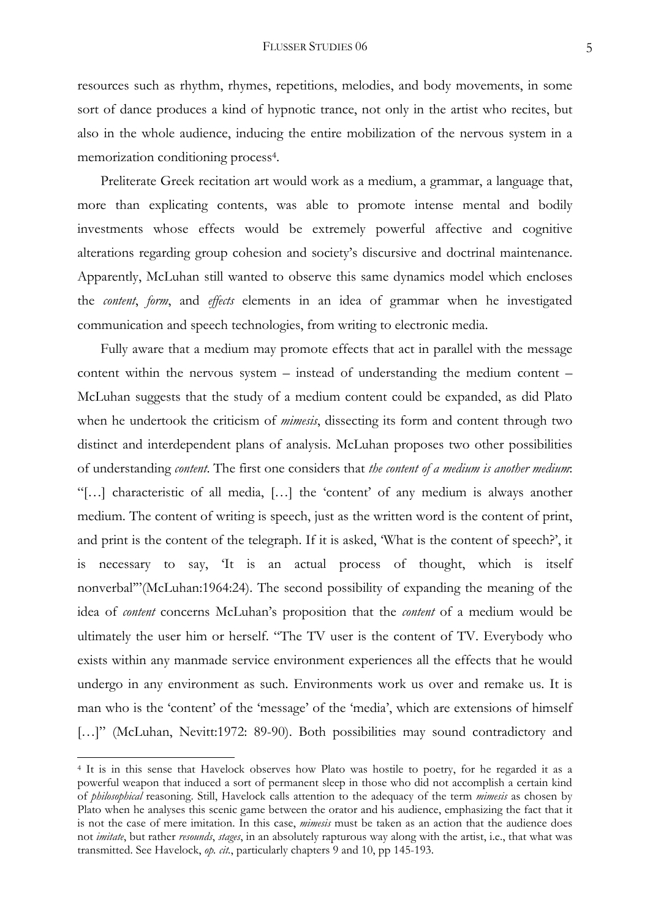resources such as rhythm, rhymes, repetitions, melodies, and body movements, in some sort of dance produces a kind of hypnotic trance, not only in the artist who recites, but also in the whole audience, inducing the entire mobilization of the nervous system in a memorization conditioning process[4].

Preliterate Greek recitation art would work as a medium, a grammar, a language that, more than explicating contents, was able to promote intense mental and bodily investments whose effects would be extremely powerful affective and cognitive alterations regarding group cohesion and society's discursive and doctrinal maintenance. Apparently, McLuhan still wanted to observe this same dynamics model which encloses the *content*, *form*, and *effects* elements in an idea of grammar when he investigated communication and speech technologies, from writing to electronic media.

Fully aware that a medium may promote effects that act in parallel with the message content within the nervous system – instead of understanding the medium content – McLuhan suggests that the study of a medium content could be expanded, as did Plato when he undertook the criticism of *mimesis*, dissecting its form and content through two distinct and interdependent plans of analysis. McLuhan proposes two other possibilities of understanding *content*. The first one considers that *the content of a medium is another medium*: "[…] characteristic of all media, […] the 'content' of any medium is always another medium. The content of writing is speech, just as the written word is the content of print, and print is the content of the telegraph. If it is asked, 'What is the content of speech?', it is necessary to say, 'It is an actual process of thought, which is itself nonverbal'"(McLuhan:1964:24). The second possibility of expanding the meaning of the idea of *content* concerns McLuhan's proposition that the *content* of a medium would be ultimately the user him or herself. "The TV user is the content of TV. Everybody who exists within any manmade service environment experiences all the effects that he would undergo in any environment as such. Environments work us over and remake us. It is man who is the 'content' of the 'message' of the 'media', which are extensions of himself […]" (McLuhan, Nevitt:1972: 89-90). Both possibilities may sound contradictory and

---

[4] It is in this sense that Havelock observes how Plato was hostile to poetry, for he regarded it as a powerful weapon that induced a sort of permanent sleep in those who did not accomplish a certain kind of *philosophical* reasoning. Still, Havelock calls attention to the adequacy of the term *mimesis* as chosen by Plato when he analyses this scenic game between the orator and his audience, emphasizing the fact that it is not the case of mere imitation. In this case, *mimesis* must be taken as an action that the audience does not *imitate*, but rather *resounds*, *stages*, in an absolutely rapturous way along with the artist, i.e., that what was transmitted. See Havelock, *op. cit.*, particularly chapters 9 and 10, pp 145-193.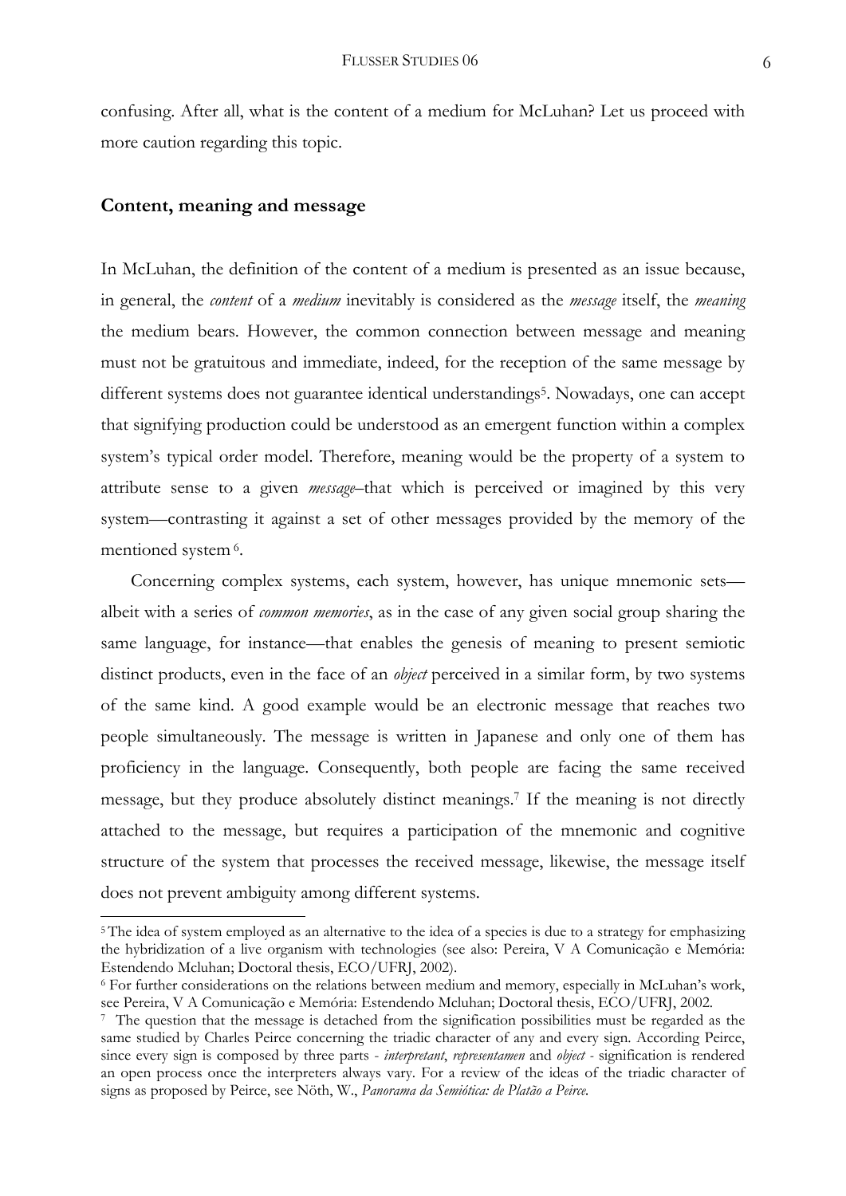confusing. After all, what is the content of a medium for McLuhan? Let us proceed with more caution regarding this topic.

## Content, meaning and message

In McLuhan, the definition of the content of a medium is presented as an issue because, in general, the *content* of a *medium* inevitably is considered as the *message* itself, the *meaning* the medium bears. However, the common connection between message and meaning must not be gratuitous and immediate, indeed, for the reception of the same message by different systems does not guarantee identical understandings[5]. Nowadays, one can accept that signifying production could be understood as an emergent function within a complex system's typical order model. Therefore, meaning would be the property of a system to attribute sense to a given *message*–that which is perceived or imagined by this very system—contrasting it against a set of other messages provided by the memory of the mentioned system[6].

Concerning complex systems, each system, however, has unique mnemonic sets—albeit with a series of *common memories*, as in the case of any given social group sharing the same language, for instance—that enables the genesis of meaning to present semiotic distinct products, even in the face of an *object* perceived in a similar form, by two systems of the same kind. A good example would be an electronic message that reaches two people simultaneously. The message is written in Japanese and only one of them has proficiency in the language. Consequently, both people are facing the same received message, but they produce absolutely distinct meanings.[7] If the meaning is not directly attached to the message, but requires a participation of the mnemonic and cognitive structure of the system that processes the received message, likewise, the message itself does not prevent ambiguity among different systems.

---

[5] The idea of system employed as an alternative to the idea of a species is due to a strategy for emphasizing the hybridization of a live organism with technologies (see also: Pereira, V A Comunicação e Memória: Estendendo Mcluhan; Doctoral thesis, ECO/UFRJ, 2002).

[6] For further considerations on the relations between medium and memory, especially in McLuhan's work, see Pereira, V A Comunicação e Memória: Estendendo Mcluhan; Doctoral thesis, ECO/UFRJ, 2002.

[7] The question that the message is detached from the signification possibilities must be regarded as the same studied by Charles Peirce concerning the triadic character of any and every sign. According Peirce, since every sign is composed by three parts - *interpretant*, *representamen* and *object* - signification is rendered an open process once the interpreters always vary. For a review of the ideas of the triadic character of signs as proposed by Peirce, see Nöth, W., *Panorama da Semiótica: de Platão a Peirce*.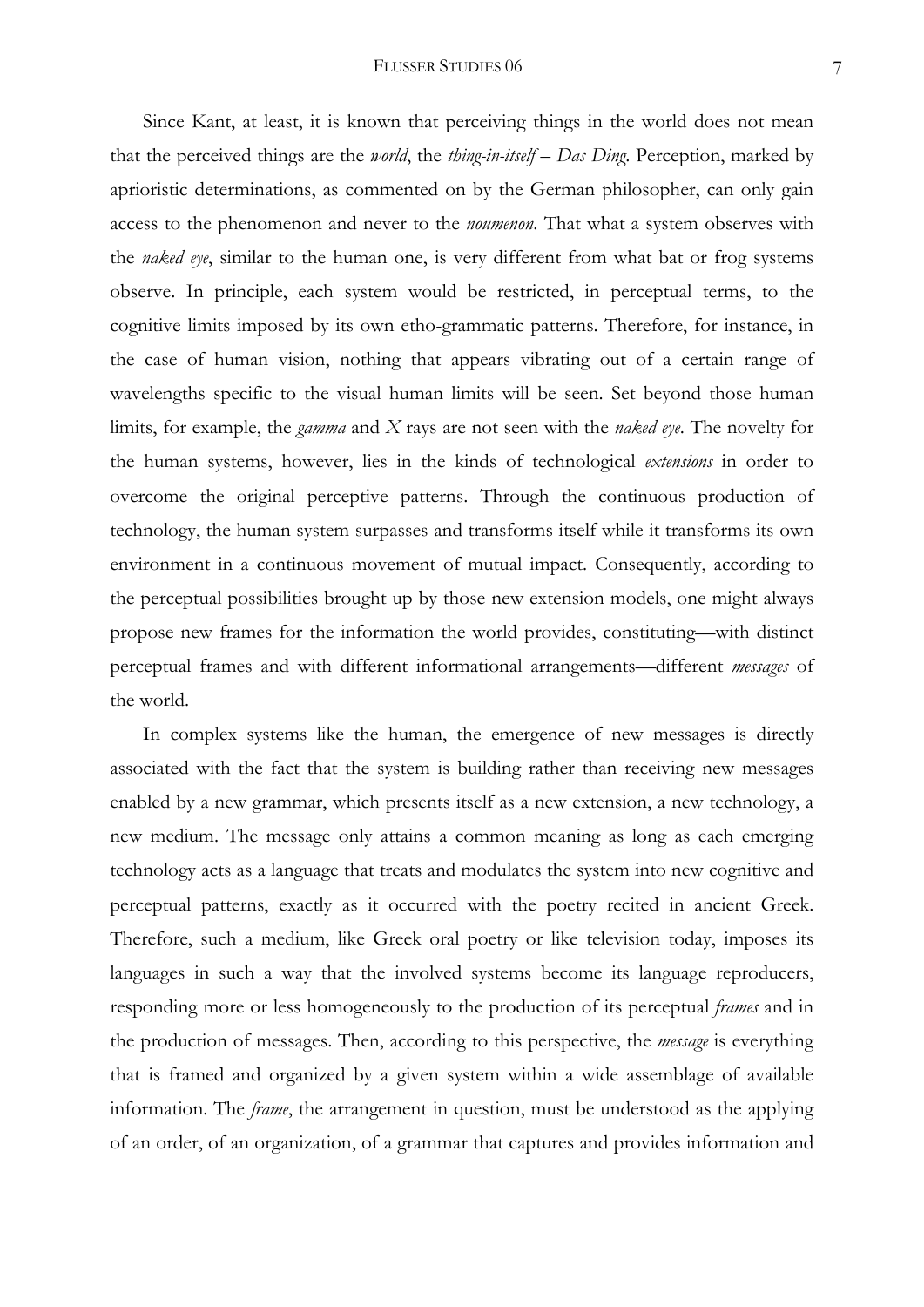Since Kant, at least, it is known that perceiving things in the world does not mean that the perceived things are the *world*, the *thing-in-itself – Das Ding*. Perception, marked by aprioristic determinations, as commented on by the German philosopher, can only gain access to the phenomenon and never to the *noumenon*. That what a system observes with the *naked eye*, similar to the human one, is very different from what bat or frog systems observe. In principle, each system would be restricted, in perceptual terms, to the cognitive limits imposed by its own etho-grammatic patterns. Therefore, for instance, in the case of human vision, nothing that appears vibrating out of a certain range of wavelengths specific to the visual human limits will be seen. Set beyond those human limits, for example, the *gamma* and *X* rays are not seen with the *naked eye*. The novelty for the human systems, however, lies in the kinds of technological *extensions* in order to overcome the original perceptive patterns. Through the continuous production of technology, the human system surpasses and transforms itself while it transforms its own environment in a continuous movement of mutual impact. Consequently, according to the perceptual possibilities brought up by those new extension models, one might always propose new frames for the information the world provides, constituting—with distinct perceptual frames and with different informational arrangements—different *messages* of the world.

In complex systems like the human, the emergence of new messages is directly associated with the fact that the system is building rather than receiving new messages enabled by a new grammar, which presents itself as a new extension, a new technology, a new medium. The message only attains a common meaning as long as each emerging technology acts as a language that treats and modulates the system into new cognitive and perceptual patterns, exactly as it occurred with the poetry recited in ancient Greek. Therefore, such a medium, like Greek oral poetry or like television today, imposes its languages in such a way that the involved systems become its language reproducers, responding more or less homogeneously to the production of its perceptual *frames* and in the production of messages. Then, according to this perspective, the *message* is everything that is framed and organized by a given system within a wide assemblage of available information. The *frame*, the arrangement in question, must be understood as the applying of an order, of an organization, of a grammar that captures and provides information and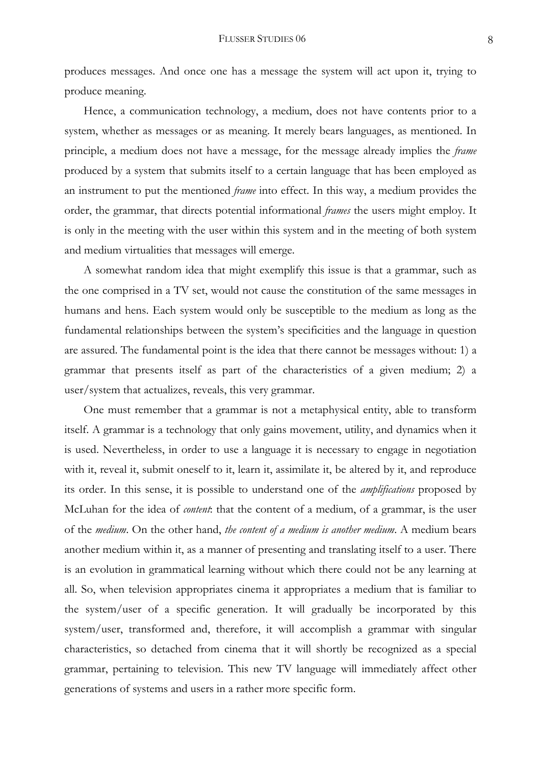produces messages. And once one has a message the system will act upon it, trying to produce meaning.

Hence, a communication technology, a medium, does not have contents prior to a system, whether as messages or as meaning. It merely bears languages, as mentioned. In principle, a medium does not have a message, for the message already implies the *frame* produced by a system that submits itself to a certain language that has been employed as an instrument to put the mentioned *frame* into effect. In this way, a medium provides the order, the grammar, that directs potential informational *frames* the users might employ. It is only in the meeting with the user within this system and in the meeting of both system and medium virtualities that messages will emerge.

A somewhat random idea that might exemplify this issue is that a grammar, such as the one comprised in a TV set, would not cause the constitution of the same messages in humans and hens. Each system would only be susceptible to the medium as long as the fundamental relationships between the system's specificities and the language in question are assured. The fundamental point is the idea that there cannot be messages without: 1) a grammar that presents itself as part of the characteristics of a given medium; 2) a user/system that actualizes, reveals, this very grammar.

One must remember that a grammar is not a metaphysical entity, able to transform itself. A grammar is a technology that only gains movement, utility, and dynamics when it is used. Nevertheless, in order to use a language it is necessary to engage in negotiation with it, reveal it, submit oneself to it, learn it, assimilate it, be altered by it, and reproduce its order. In this sense, it is possible to understand one of the *amplifications* proposed by McLuhan for the idea of *content*: that the content of a medium, of a grammar, is the user of the *medium*. On the other hand, *the content of a medium is another medium*. A medium bears another medium within it, as a manner of presenting and translating itself to a user. There is an evolution in grammatical learning without which there could not be any learning at all. So, when television appropriates cinema it appropriates a medium that is familiar to the system/user of a specific generation. It will gradually be incorporated by this system/user, transformed and, therefore, it will accomplish a grammar with singular characteristics, so detached from cinema that it will shortly be recognized as a special grammar, pertaining to television. This new TV language will immediately affect other generations of systems and users in a rather more specific form.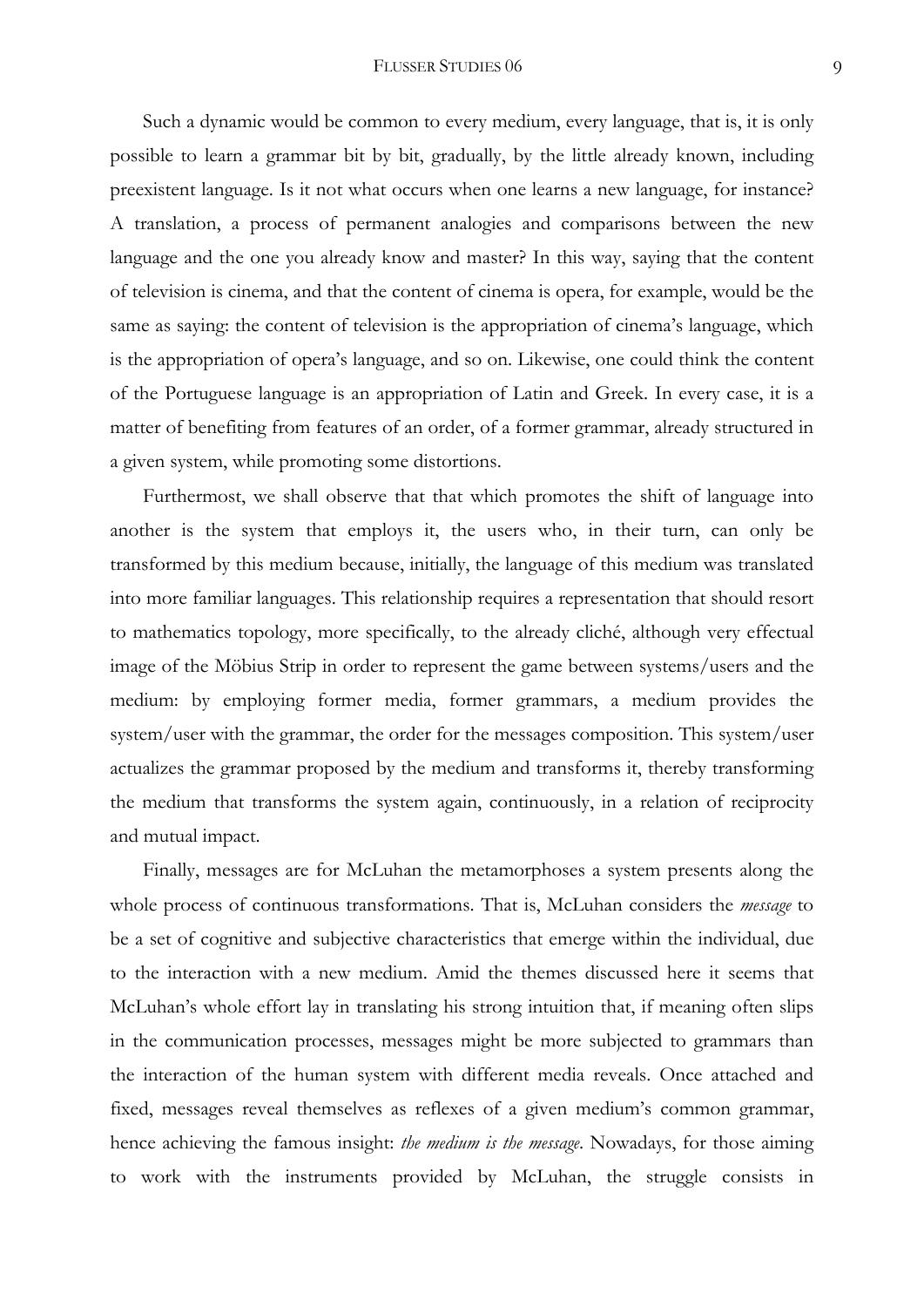Such a dynamic would be common to every medium, every language, that is, it is only possible to learn a grammar bit by bit, gradually, by the little already known, including preexistent language. Is it not what occurs when one learns a new language, for instance? A translation, a process of permanent analogies and comparisons between the new language and the one you already know and master? In this way, saying that the content of television is cinema, and that the content of cinema is opera, for example, would be the same as saying: the content of television is the appropriation of cinema's language, which is the appropriation of opera's language, and so on. Likewise, one could think the content of the Portuguese language is an appropriation of Latin and Greek. In every case, it is a matter of benefiting from features of an order, of a former grammar, already structured in a given system, while promoting some distortions.

Furthermost, we shall observe that that which promotes the shift of language into another is the system that employs it, the users who, in their turn, can only be transformed by this medium because, initially, the language of this medium was translated into more familiar languages. This relationship requires a representation that should resort to mathematics topology, more specifically, to the already cliché, although very effectual image of the Möbius Strip in order to represent the game between systems/users and the medium: by employing former media, former grammars, a medium provides the system/user with the grammar, the order for the messages composition. This system/user actualizes the grammar proposed by the medium and transforms it, thereby transforming the medium that transforms the system again, continuously, in a relation of reciprocity and mutual impact.

Finally, messages are for McLuhan the metamorphoses a system presents along the whole process of continuous transformations. That is, McLuhan considers the *message* to be a set of cognitive and subjective characteristics that emerge within the individual, due to the interaction with a new medium. Amid the themes discussed here it seems that McLuhan's whole effort lay in translating his strong intuition that, if meaning often slips in the communication processes, messages might be more subjected to grammars than the interaction of the human system with different media reveals. Once attached and fixed, messages reveal themselves as reflexes of a given medium's common grammar, hence achieving the famous insight: *the medium is the message*. Nowadays, for those aiming to work with the instruments provided by McLuhan, the struggle consists in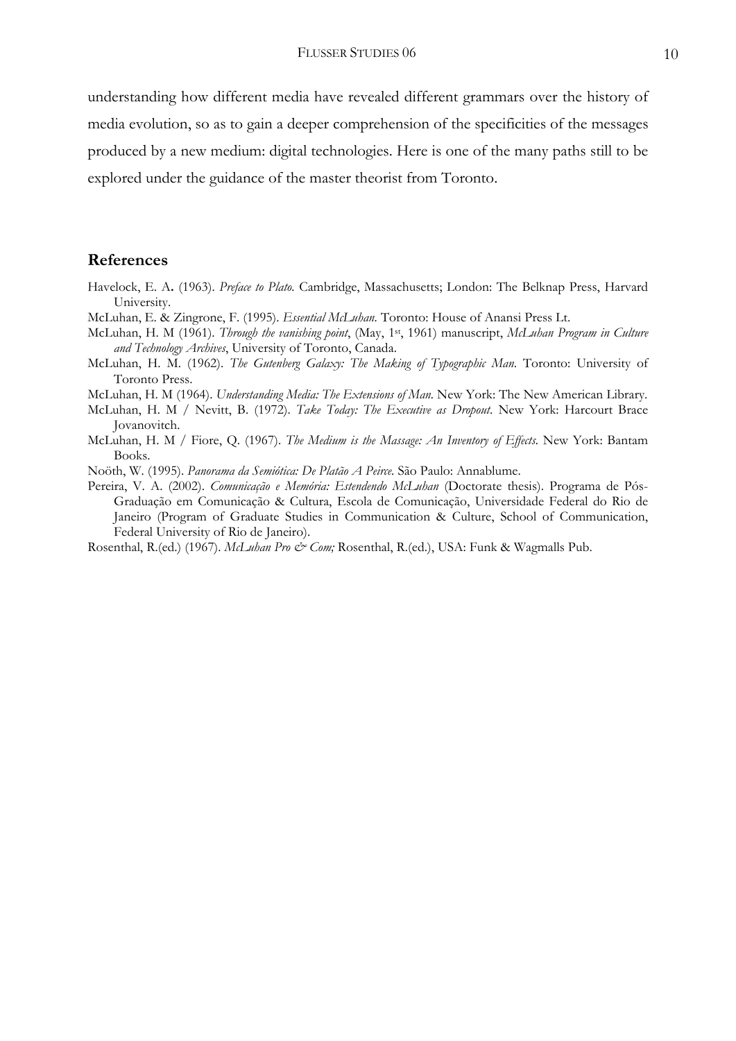understanding how different media have revealed different grammars over the history of media evolution, so as to gain a deeper comprehension of the specificities of the messages produced by a new medium: digital technologies. Here is one of the many paths still to be explored under the guidance of the master theorist from Toronto.

## References

Havelock, E. A**.** (1963). *Preface to Plato.* Cambridge, Massachusetts; London: The Belknap Press, Harvard University.

McLuhan, E. & Zingrone, F. (1995). *Essential McLuhan.* Toronto: House of Anansi Press Lt.

McLuhan, H. M (1961). *Through the vanishing point*, (May, 1st, 1961) manuscript, *McLuhan Program in Culture and Technology Archives*, University of Toronto, Canada.

McLuhan, H. M. (1962). *The Gutenberg Galaxy: The Making of Typographic Man.* Toronto: University of Toronto Press.

McLuhan, H. M (1964). *Understanding Media: The Extensions of Man.* New York: The New American Library.

McLuhan, H. M / Nevitt, B. (1972). *Take Today: The Executive as Dropout.* New York: Harcourt Brace Jovanovitch.

McLuhan, H. M / Fiore, Q. (1967). *The Medium is the Massage: An Inventory of Effects.* New York: Bantam Books.

Noöth, W. (1995). *Panorama da Semiótica: De Platão A Peirce.* São Paulo: Annablume.

Pereira, V. A. (2002). *Comunicação e Memória: Estendendo McLuhan* (Doctorate thesis). Programa de Pós-Graduação em Comunicação & Cultura, Escola de Comunicação, Universidade Federal do Rio de Janeiro (Program of Graduate Studies in Communication & Culture, School of Communication, Federal University of Rio de Janeiro).

Rosenthal, R.(ed.) (1967). *McLuhan Pro & Com;* Rosenthal, R.(ed.), USA: Funk & Wagmalls Pub.